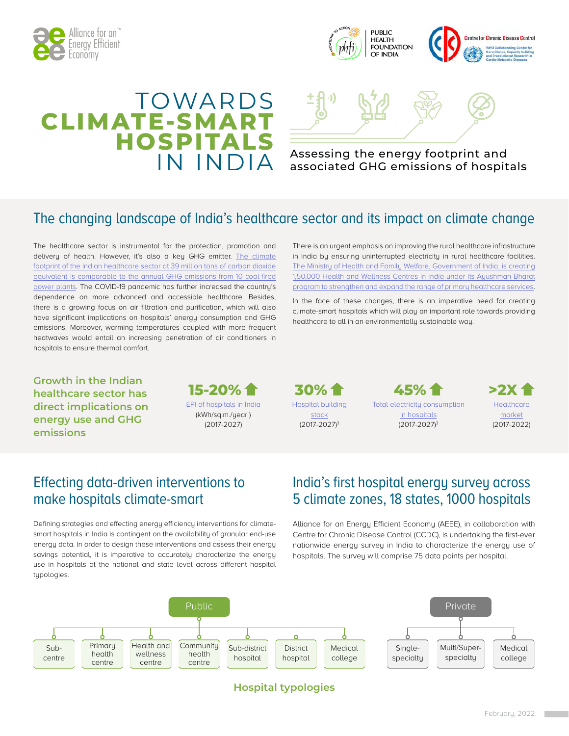Alliance for an Energy Efficient Economy

PUBLIC HEALTH FOUNDATION OF INDIA

Centre for Chronic Disease Control

# TOWARDS CLIMATE-SMART HOSPITALS IN INDIA

Assessing the energy footprint and associated GHG emissions of hospitals

## The changing landscape of India's healthcare sector and its impact on climate change

The healthcare sector is instrumental for the protection, promotion and delivery of health. However, it's also a key GHG emitter. The climate footprint of the Indian healthcare sector at 39 million tons of carbon dioxide equivalent is comparable to the annual GHG emissions from 10 coal-fired power plants. The COVID-19 pandemic has further increased the country's dependence on more advanced and accessible healthcare. Besides, there is a growing focus on air filtration and purification, which will also have significant implications on hospitals' energy consumption and GHG emissions. Moreover, warming temperatures coupled with more frequent heatwaves would entail an increasing penetration of air conditioners in hospitals to ensure thermal comfort.

There is an urgent emphasis on improving the rural healthcare infrastructure in India by ensuring uninterrupted electricity in rural healthcare facilities. The Ministry of Health and Family Welfare, Government of India, is creating 1,50,000 Health and Wellness Centres in India under its Ayushman Bharat program to strengthen and expand the range of primary healthcare services.

In the face of these changes, there is an imperative need for creating climate-smart hospitals which will play an important role towards providing healthcare to all in an environmentally sustainable way.

**Growth in the Indian healthcare sector has direct implications on energy use and GHG emissions**

- **15-20% ↑** EPI of hospitals in India (kWh/sq.m./year) (2017-2027)
- **30% ↑** Hospital building stock (2017-2027)[3]
- **45% ↑** Total electricity consumption in hospitals (2017-2027)[3]
- **>2X ↑** Healthcare market (2017-2022)

## Effecting data-driven interventions to make hospitals climate-smart

Defining strategies and effecting energy efficiency interventions for climate-smart hospitals in India is contingent on the availability of granular end-use energy data. In order to design these interventions and assess their energy savings potential, it is imperative to accurately characterize the energy use in hospitals at the national and state level across different hospital typologies.

## India's first hospital energy survey across 5 climate zones, 18 states, 1000 hospitals

Alliance for an Energy Efficient Economy (AEEE), in collaboration with Centre for Chronic Disease Control (CCDC), is undertaking the first-ever nationwide energy survey in India to characterize the energy use of hospitals. The survey will comprise 75 data points per hospital.

**Public**
- Sub-centre
- Primary health centre
- Health and wellness centre
- Community health centre
- Sub-district hospital
- District hospital
- Medical college

**Private**
- Single-specialty
- Multi/Super-specialty
- Medical college

**Hospital typologies**

February, 2022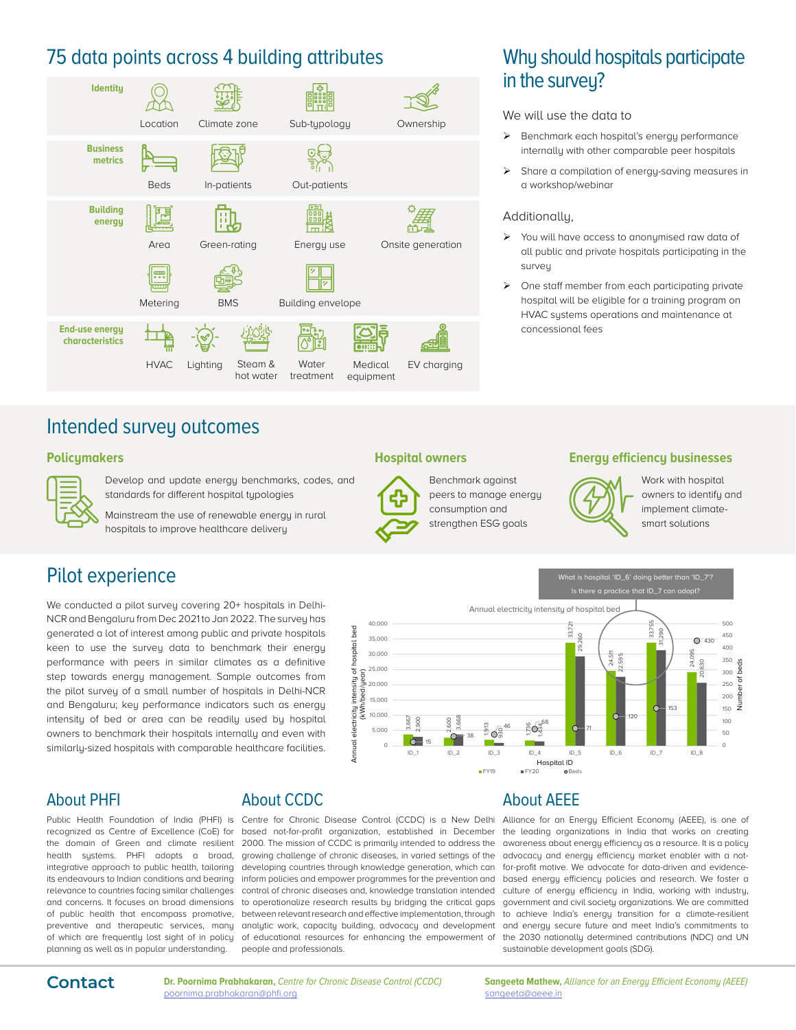## 75 data points across 4 building attributes

**Identity**
Location
Climate zone
Sub-typology
Ownership

**Business metrics**
Beds
In-patients
Out-patients

**Building energy**
Area
Green-rating
Energy use
Onsite generation
Metering
BMS
Building envelope

**End-use energy characteristics**
HVAC
Lighting
Steam & hot water
Water treatment
Medical equipment
EV charging

## Why should hospitals participate in the survey?

We will use the data to

- Benchmark each hospital's energy performance internally with other comparable peer hospitals
- Share a compilation of energy-saving measures in a workshop/webinar

Additionally,

- You will have access to anonymised raw data of all public and private hospitals participating in the survey
- One staff member from each participating private hospital will be eligible for a training program on HVAC systems operations and maintenance at concessional fees

## Intended survey outcomes

### Policymakers

Develop and update energy benchmarks, codes, and standards for different hospital typologies

Mainstream the use of renewable energy in rural hospitals to improve healthcare delivery

### Hospital owners

Benchmark against peers to manage energy consumption and strengthen ESG goals

### Energy efficiency businesses

Work with hospital owners to identify and implement climate-smart solutions

## Pilot experience

We conducted a pilot survey covering 20+ hospitals in Delhi-NCR and Bengaluru from Dec 2021 to Jan 2022. The survey has generated a lot of interest among public and private hospitals keen to use the survey data to benchmark their energy performance with peers in similar climates as a definitive step towards energy management. Sample outcomes from the pilot survey of a small number of hospitals in Delhi-NCR and Bengaluru; key performance indicators such as energy intensity of bed or area can be readily used by hospital owners to benchmark their hospitals internally and even with similarly-sized hospitals with comparable healthcare facilities.

What is hospital 'ID_6' doing better than 'ID_7'?
Is there a practice that ID_7 can adopt?

Annual electricity intensity of hospital bed

Annual electricity intensity of hospital bed (kWh/bed/year)
Number of beds
Hospital ID

ID_1: 3,667; 2,900; 15
ID_2: 2,600; 3,668; 38
ID_3: 1,913; 930; 46
ID_4: 1,736; 1,434; 68
ID_5: 33,721; 29,260; 71
ID_6: 24,581; 22,595; 120
ID_7: 33,755; 31,290; 153
ID_8: 24,095; 20,630; 430

FY19 FY20 Beds

## About PHFI

Public Health Foundation of India (PHFI) is recognized as Centre of Excellence (CoE) for the domain of Green and climate resilient health systems. PHFI adopts a broad, integrative approach to public health, tailoring its endeavours to Indian conditions and bearing relevance to countries facing similar challenges and concerns. It focuses on broad dimensions of public health that encompass promotive, preventive and therapeutic services, many of which are frequently lost sight of in policy planning as well as in popular understanding.

## About CCDC

Centre for Chronic Disease Control (CCDC) is a New Delhi based not-for-profit organization, established in December 2000. The mission of CCDC is primarily intended to address the growing challenge of chronic diseases, in varied settings of the developing countries through knowledge generation, which can inform policies and empower programmes for the prevention and control of chronic diseases and, knowledge translation intended to operationalize research results by bridging the critical gaps between relevant research and effective implementation, through analytic work, capacity building, advocacy and development of educational resources for enhancing the empowerment of people and professionals.

## About AEEE

Alliance for an Energy Efficient Economy (AEEE), is one of the leading organizations in India that works on creating awareness about energy efficiency as a resource. It is a policy advocacy and energy efficiency market enabler with a not-for-profit motive. We advocate for data-driven and evidence-based energy efficiency policies and research. We foster a culture of energy efficiency in India, working with industry, government and civil society organizations. We are committed to achieve India's energy transition for a climate-resilient and energy secure future and meet India's commitments to the 2030 nationally determined contributions (NDC) and UN sustainable development goals (SDG).

## Contact

**Dr. Poornima Prabhakaran,** *Centre for Chronic Disease Control (CCDC)*
poornima.prabhakaran@phfi.org

**Sangeeta Mathew,** *Alliance for an Energy Efficient Economy (AEEE)*
sangeeta@aeee.in